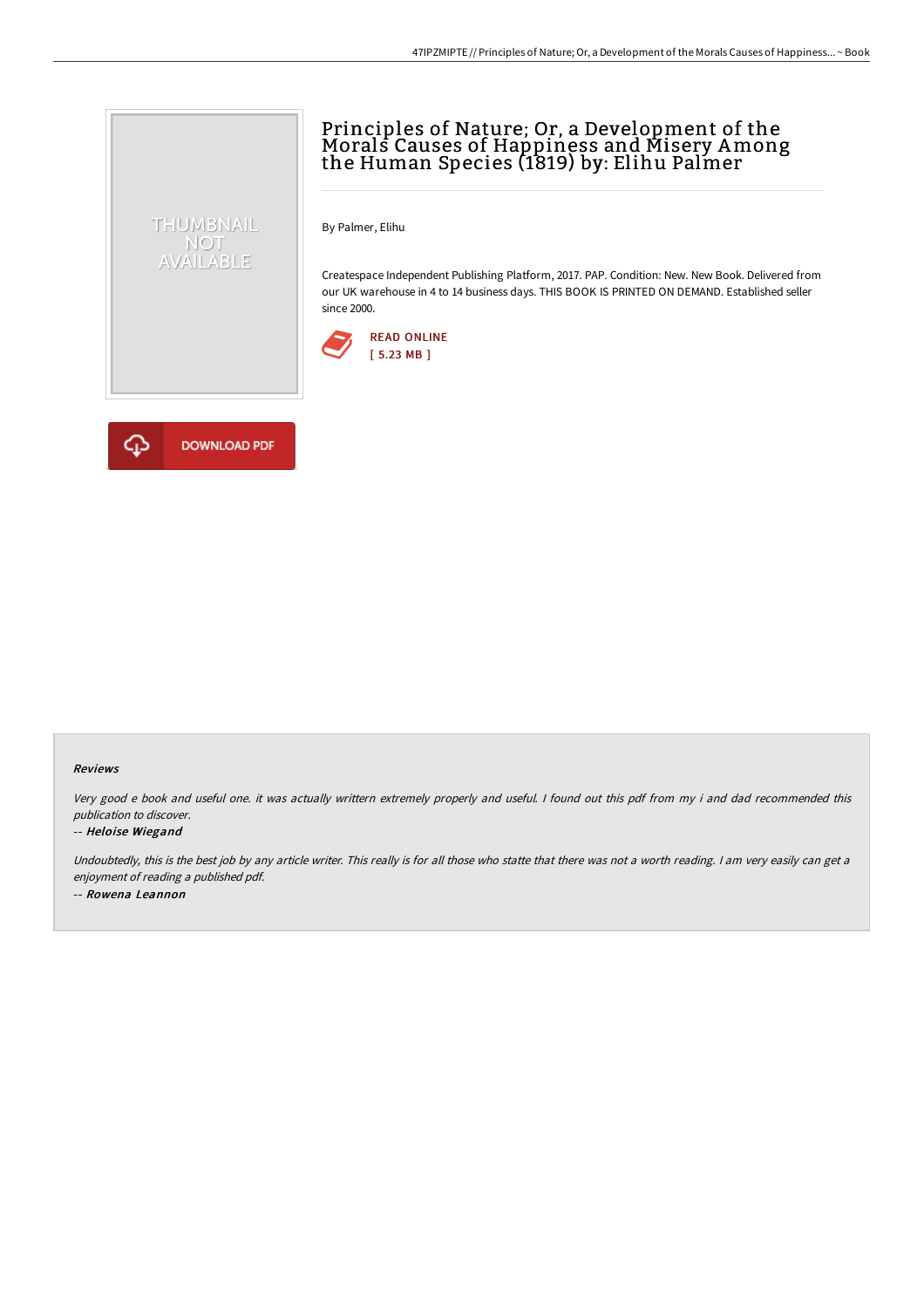# Principles of Nature; Or, a Development of the Morals Causes of Happiness and Misery Among the Human Species (1819) by: Elihu Palmer

By Palmer, Elihu

Createspace Independent Publishing Platform, 2017. PAP. Condition: New. New Book. Delivered from our UK warehouse in 4 to 14 business days. THIS BOOK IS PRINTED ON DEMAND. Established seller since 2000.

READ ONLINE
[ 5.23 MB ]

DOWNLOAD PDF

### Reviews

*Very good e book and useful one. it was actually writtern extremely properly and useful. I found out this pdf from my i and dad recommended this publication to discover.*

*-- Heloise Wiegand*

*Undoubtedly, this is the best job by any article writer. This really is for all those who statte that there was not a worth reading. I am very easily can get a enjoyment of reading a published pdf.*

*-- Rowena Leannon*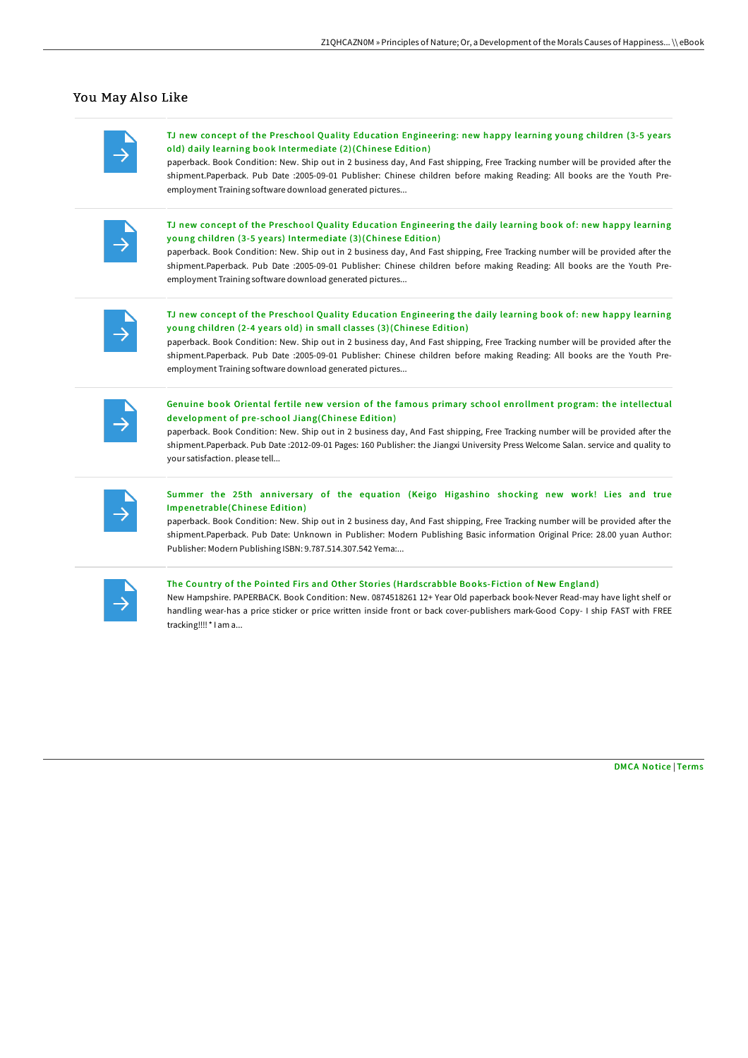## You May Also Like

**TJ new concept of the Preschool Quality Education Engineering: new happy learning young children (3-5 years old) daily learning book Intermediate (2)(Chinese Edition)**

paperback. Book Condition: New. Ship out in 2 business day, And Fast shipping, Free Tracking number will be provided after the shipment.Paperback. Pub Date :2005-09-01 Publisher: Chinese children before making Reading: All books are the Youth Pre-employment Training software download generated pictures...

**TJ new concept of the Preschool Quality Education Engineering the daily learning book of: new happy learning young children (3-5 years) Intermediate (3)(Chinese Edition)**

paperback. Book Condition: New. Ship out in 2 business day, And Fast shipping, Free Tracking number will be provided after the shipment.Paperback. Pub Date :2005-09-01 Publisher: Chinese children before making Reading: All books are the Youth Pre-employment Training software download generated pictures...

**TJ new concept of the Preschool Quality Education Engineering the daily learning book of: new happy learning young children (2-4 years old) in small classes (3)(Chinese Edition)**

paperback. Book Condition: New. Ship out in 2 business day, And Fast shipping, Free Tracking number will be provided after the shipment.Paperback. Pub Date :2005-09-01 Publisher: Chinese children before making Reading: All books are the Youth Pre-employment Training software download generated pictures...

**Genuine book Oriental fertile new version of the famous primary school enrollment program: the intellectual development of pre-school Jiang(Chinese Edition)**

paperback. Book Condition: New. Ship out in 2 business day, And Fast shipping, Free Tracking number will be provided after the shipment.Paperback. Pub Date :2012-09-01 Pages: 160 Publisher: the Jiangxi University Press Welcome Salan. service and quality to your satisfaction. please tell...

**Summer the 25th anniversary of the equation (Keigo Higashino shocking new work! Lies and true Impenetrable(Chinese Edition)**

paperback. Book Condition: New. Ship out in 2 business day, And Fast shipping, Free Tracking number will be provided after the shipment.Paperback. Pub Date: Unknown in Publisher: Modern Publishing Basic information Original Price: 28.00 yuan Author: Publisher: Modern Publishing ISBN: 9.787.514.307.542 Yema:...

**The Country of the Pointed Firs and Other Stories (Hardscrabble Books-Fiction of New England)**

New Hampshire. PAPERBACK. Book Condition: New. 0874518261 12+ Year Old paperback book-Never Read-may have light shelf or handling wear-has a price sticker or price written inside front or back cover-publishers mark-Good Copy- I ship FAST with FREE tracking!!!! * I am a...